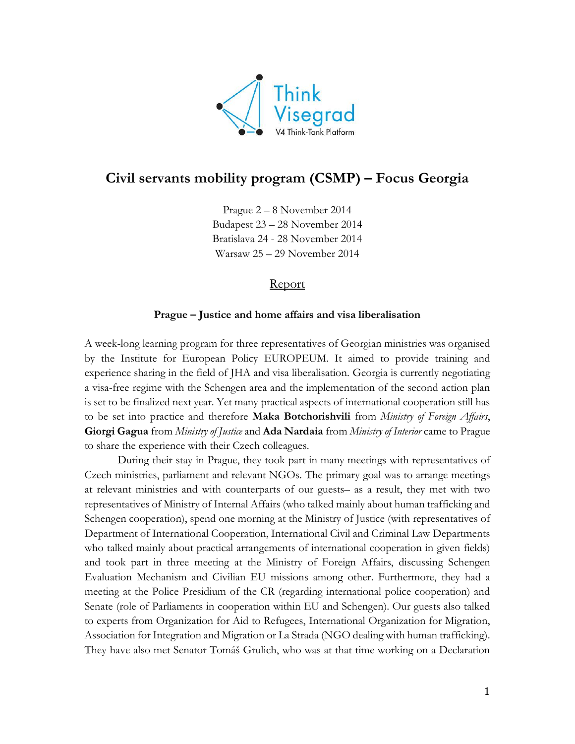Think Visegrad
V4 Think-Tank Platform

# Civil servants mobility program (CSMP) – Focus Georgia

Prague 2 – 8 November 2014
Budapest 23 – 28 November 2014
Bratislava 24 - 28 November 2014
Warsaw 25 – 29 November 2014

## Report

### Prague – Justice and home affairs and visa liberalisation

A week-long learning program for three representatives of Georgian ministries was organised by the Institute for European Policy EUROPEUM. It aimed to provide training and experience sharing in the field of JHA and visa liberalisation. Georgia is currently negotiating a visa-free regime with the Schengen area and the implementation of the second action plan is set to be finalized next year. Yet many practical aspects of international cooperation still has to be set into practice and therefore **Maka Botchorishvili** from *Ministry of Foreign Affairs*, **Giorgi Gagua** from *Ministry of Justice* and **Ada Nardaia** from *Ministry of Interior* came to Prague to share the experience with their Czech colleagues.

During their stay in Prague, they took part in many meetings with representatives of Czech ministries, parliament and relevant NGOs. The primary goal was to arrange meetings at relevant ministries and with counterparts of our guests– as a result, they met with two representatives of Ministry of Internal Affairs (who talked mainly about human trafficking and Schengen cooperation), spend one morning at the Ministry of Justice (with representatives of Department of International Cooperation, International Civil and Criminal Law Departments who talked mainly about practical arrangements of international cooperation in given fields) and took part in three meeting at the Ministry of Foreign Affairs, discussing Schengen Evaluation Mechanism and Civilian EU missions among other. Furthermore, they had a meeting at the Police Presidium of the CR (regarding international police cooperation) and Senate (role of Parliaments in cooperation within EU and Schengen). Our guests also talked to experts from Organization for Aid to Refugees, International Organization for Migration, Association for Integration and Migration or La Strada (NGO dealing with human trafficking). They have also met Senator Tomáš Grulich, who was at that time working on a Declaration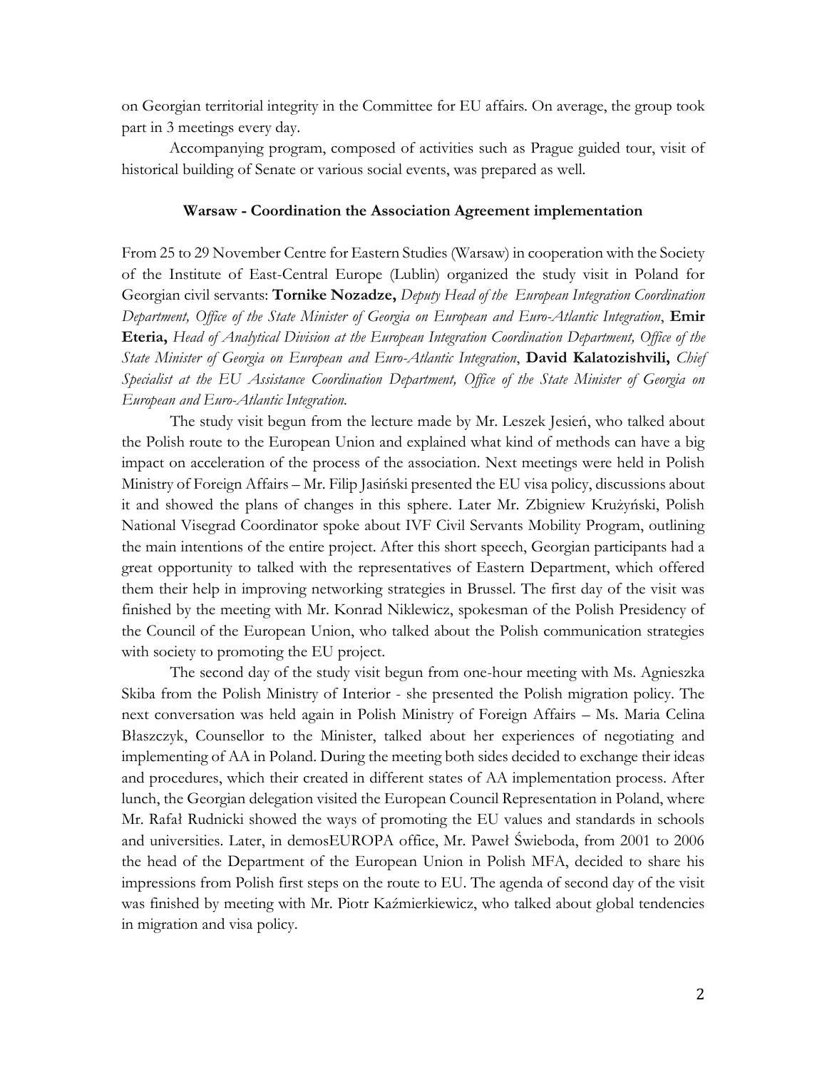on Georgian territorial integrity in the Committee for EU affairs. On average, the group took part in 3 meetings every day.

Accompanying program, composed of activities such as Prague guided tour, visit of historical building of Senate or various social events, was prepared as well.

**Warsaw - Coordination the Association Agreement implementation**

From 25 to 29 November Centre for Eastern Studies (Warsaw) in cooperation with the Society of the Institute of East-Central Europe (Lublin) organized the study visit in Poland for Georgian civil servants: **Tornike Nozadze,** *Deputy Head of the European Integration Coordination Department, Office of the State Minister of Georgia on European and Euro-Atlantic Integration*, **Emir Eteria,** *Head of Analytical Division at the European Integration Coordination Department, Office of the State Minister of Georgia on European and Euro-Atlantic Integration*, **David Kalatozishvili,** *Chief Specialist at the EU Assistance Coordination Department, Office of the State Minister of Georgia on European and Euro-Atlantic Integration.*

The study visit begun from the lecture made by Mr. Leszek Jesień, who talked about the Polish route to the European Union and explained what kind of methods can have a big impact on acceleration of the process of the association. Next meetings were held in Polish Ministry of Foreign Affairs – Mr. Filip Jasiński presented the EU visa policy, discussions about it and showed the plans of changes in this sphere. Later Mr. Zbigniew Krużyński, Polish National Visegrad Coordinator spoke about IVF Civil Servants Mobility Program, outlining the main intentions of the entire project. After this short speech, Georgian participants had a great opportunity to talked with the representatives of Eastern Department, which offered them their help in improving networking strategies in Brussel. The first day of the visit was finished by the meeting with Mr. Konrad Niklewicz, spokesman of the Polish Presidency of the Council of the European Union, who talked about the Polish communication strategies with society to promoting the EU project.

The second day of the study visit begun from one-hour meeting with Ms. Agnieszka Skiba from the Polish Ministry of Interior - she presented the Polish migration policy. The next conversation was held again in Polish Ministry of Foreign Affairs – Ms. Maria Celina Błaszczyk, Counsellor to the Minister, talked about her experiences of negotiating and implementing of AA in Poland. During the meeting both sides decided to exchange their ideas and procedures, which their created in different states of AA implementation process. After lunch, the Georgian delegation visited the European Council Representation in Poland, where Mr. Rafał Rudnicki showed the ways of promoting the EU values and standards in schools and universities. Later, in demosEUROPA office, Mr. Paweł Świeboda, from 2001 to 2006 the head of the Department of the European Union in Polish MFA, decided to share his impressions from Polish first steps on the route to EU. The agenda of second day of the visit was finished by meeting with Mr. Piotr Kaźmierkiewicz, who talked about global tendencies in migration and visa policy.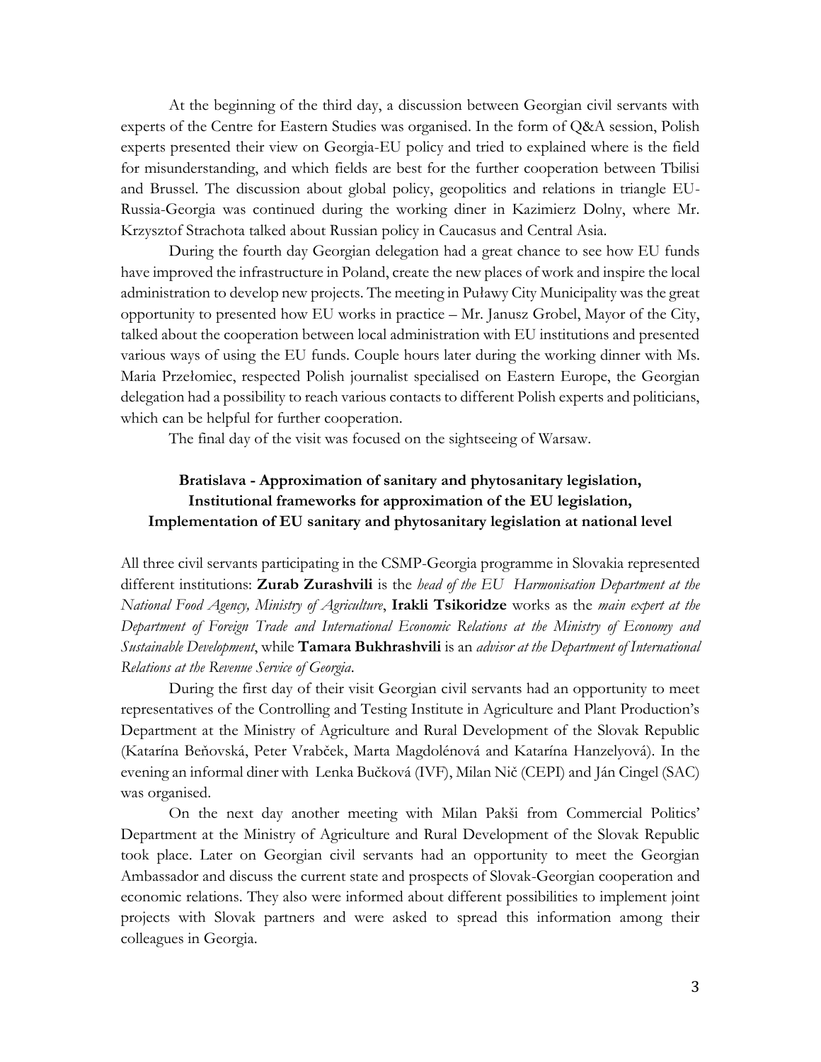At the beginning of the third day, a discussion between Georgian civil servants with experts of the Centre for Eastern Studies was organised. In the form of Q&A session, Polish experts presented their view on Georgia-EU policy and tried to explained where is the field for misunderstanding, and which fields are best for the further cooperation between Tbilisi and Brussel. The discussion about global policy, geopolitics and relations in triangle EU-Russia-Georgia was continued during the working diner in Kazimierz Dolny, where Mr. Krzysztof Strachota talked about Russian policy in Caucasus and Central Asia.

During the fourth day Georgian delegation had a great chance to see how EU funds have improved the infrastructure in Poland, create the new places of work and inspire the local administration to develop new projects. The meeting in Puławy City Municipality was the great opportunity to presented how EU works in practice – Mr. Janusz Grobel, Mayor of the City, talked about the cooperation between local administration with EU institutions and presented various ways of using the EU funds. Couple hours later during the working dinner with Ms. Maria Przełomiec, respected Polish journalist specialised on Eastern Europe, the Georgian delegation had a possibility to reach various contacts to different Polish experts and politicians, which can be helpful for further cooperation.

The final day of the visit was focused on the sightseeing of Warsaw.

### Bratislava - Approximation of sanitary and phytosanitary legislation, Institutional frameworks for approximation of the EU legislation, Implementation of EU sanitary and phytosanitary legislation at national level

All three civil servants participating in the CSMP-Georgia programme in Slovakia represented different institutions: **Zurab Zurashvili** is the *head of the EU Harmonisation Department at the National Food Agency, Ministry of Agriculture*, **Irakli Tsikoridze** works as the *main expert at the Department of Foreign Trade and International Economic Relations at the Ministry of Economy and Sustainable Development*, while **Tamara Bukhrashvili** is an *advisor at the Department of International Relations at the Revenue Service of Georgia*.

During the first day of their visit Georgian civil servants had an opportunity to meet representatives of the Controlling and Testing Institute in Agriculture and Plant Production's Department at the Ministry of Agriculture and Rural Development of the Slovak Republic (Katarína Beňovská, Peter Vrabček, Marta Magdolénová and Katarína Hanzelyová). In the evening an informal diner with Lenka Bučková (IVF), Milan Nič (CEPI) and Ján Cingel (SAC) was organised.

On the next day another meeting with Milan Pakši from Commercial Politics' Department at the Ministry of Agriculture and Rural Development of the Slovak Republic took place. Later on Georgian civil servants had an opportunity to meet the Georgian Ambassador and discuss the current state and prospects of Slovak-Georgian cooperation and economic relations. They also were informed about different possibilities to implement joint projects with Slovak partners and were asked to spread this information among their colleagues in Georgia.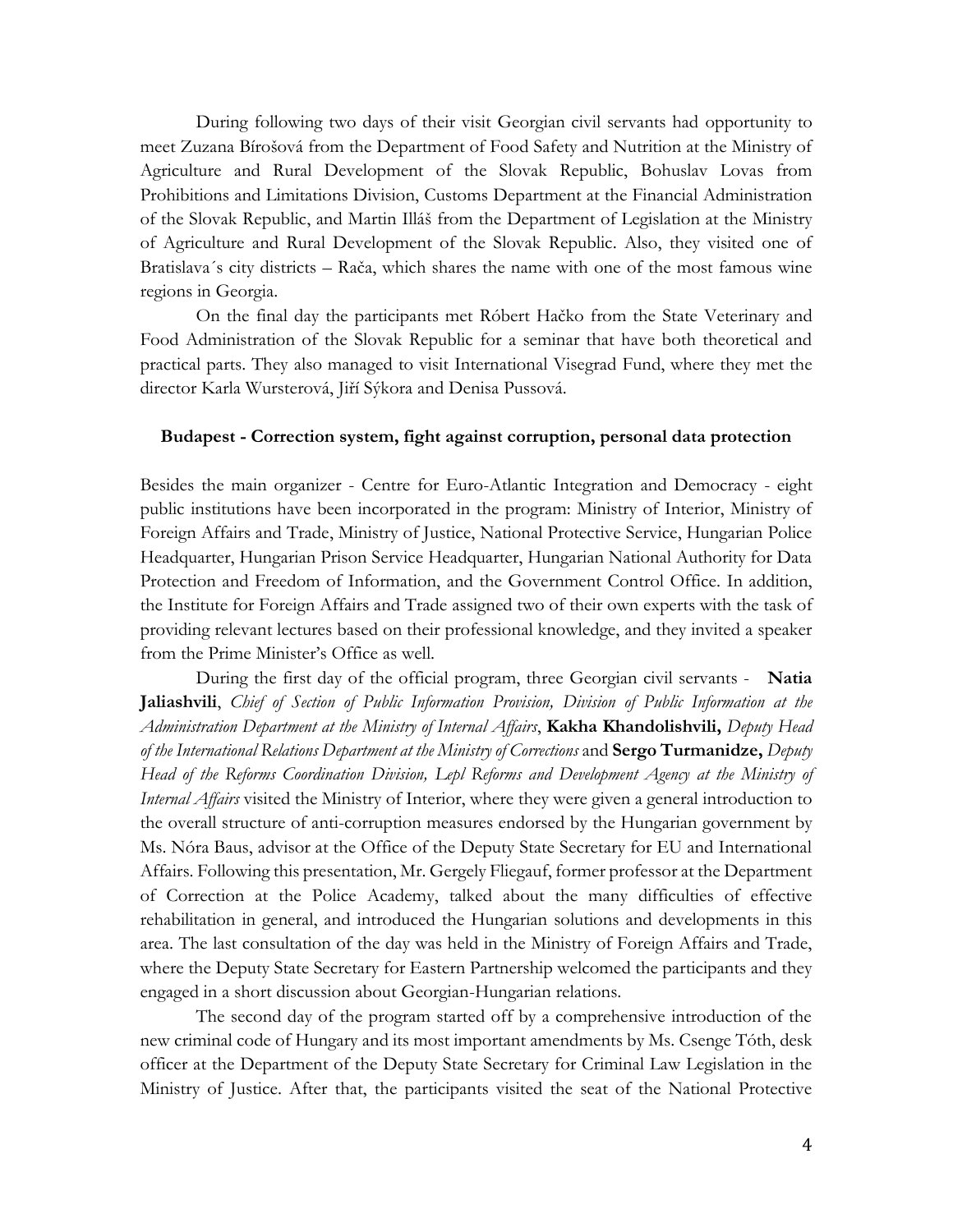During following two days of their visit Georgian civil servants had opportunity to meet Zuzana Bírošová from the Department of Food Safety and Nutrition at the Ministry of Agriculture and Rural Development of the Slovak Republic, Bohuslav Lovas from Prohibitions and Limitations Division, Customs Department at the Financial Administration of the Slovak Republic, and Martin Illáš from the Department of Legislation at the Ministry of Agriculture and Rural Development of the Slovak Republic. Also, they visited one of Bratislava´s city districts – Rača, which shares the name with one of the most famous wine regions in Georgia.

On the final day the participants met Róbert Hačko from the State Veterinary and Food Administration of the Slovak Republic for a seminar that have both theoretical and practical parts. They also managed to visit International Visegrad Fund, where they met the director Karla Wursterová, Jiří Sýkora and Denisa Pussová.

**Budapest - Correction system, fight against corruption, personal data protection**

Besides the main organizer - Centre for Euro-Atlantic Integration and Democracy - eight public institutions have been incorporated in the program: Ministry of Interior, Ministry of Foreign Affairs and Trade, Ministry of Justice, National Protective Service, Hungarian Police Headquarter, Hungarian Prison Service Headquarter, Hungarian National Authority for Data Protection and Freedom of Information, and the Government Control Office. In addition, the Institute for Foreign Affairs and Trade assigned two of their own experts with the task of providing relevant lectures based on their professional knowledge, and they invited a speaker from the Prime Minister's Office as well.

During the first day of the official program, three Georgian civil servants - **Natia Jaliashvili**, *Chief of Section of Public Information Provision, Division of Public Information at the Administration Department at the Ministry of Internal Affairs*, **Kakha Khandolishvili,** *Deputy Head of the International Relations Department at the Ministry of Corrections* and **Sergo Turmanidze,** *Deputy Head of the Reforms Coordination Division, Lepl Reforms and Development Agency at the Ministry of Internal Affairs* visited the Ministry of Interior, where they were given a general introduction to the overall structure of anti-corruption measures endorsed by the Hungarian government by Ms. Nóra Baus, advisor at the Office of the Deputy State Secretary for EU and International Affairs. Following this presentation, Mr. Gergely Fliegauf, former professor at the Department of Correction at the Police Academy, talked about the many difficulties of effective rehabilitation in general, and introduced the Hungarian solutions and developments in this area. The last consultation of the day was held in the Ministry of Foreign Affairs and Trade, where the Deputy State Secretary for Eastern Partnership welcomed the participants and they engaged in a short discussion about Georgian-Hungarian relations.

The second day of the program started off by a comprehensive introduction of the new criminal code of Hungary and its most important amendments by Ms. Csenge Tóth, desk officer at the Department of the Deputy State Secretary for Criminal Law Legislation in the Ministry of Justice. After that, the participants visited the seat of the National Protective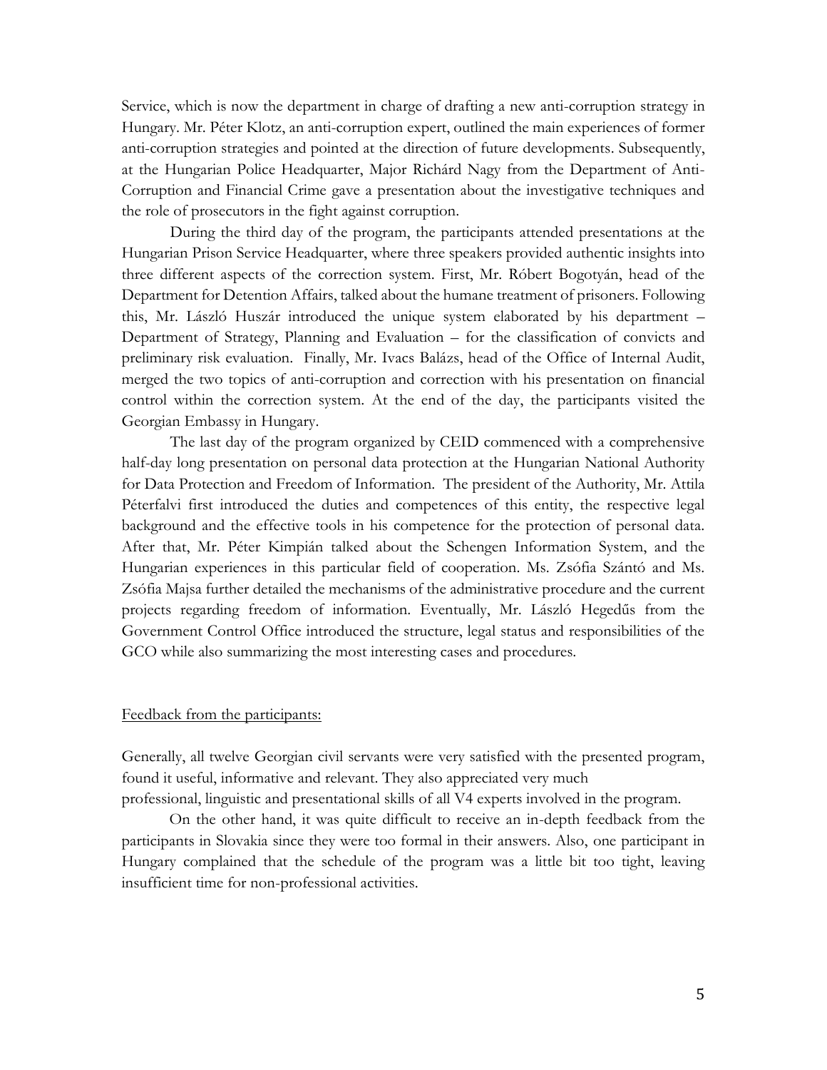Service, which is now the department in charge of drafting a new anti-corruption strategy in Hungary. Mr. Péter Klotz, an anti-corruption expert, outlined the main experiences of former anti-corruption strategies and pointed at the direction of future developments. Subsequently, at the Hungarian Police Headquarter, Major Richárd Nagy from the Department of Anti-Corruption and Financial Crime gave a presentation about the investigative techniques and the role of prosecutors in the fight against corruption.

During the third day of the program, the participants attended presentations at the Hungarian Prison Service Headquarter, where three speakers provided authentic insights into three different aspects of the correction system. First, Mr. Róbert Bogotyán, head of the Department for Detention Affairs, talked about the humane treatment of prisoners. Following this, Mr. László Huszár introduced the unique system elaborated by his department – Department of Strategy, Planning and Evaluation – for the classification of convicts and preliminary risk evaluation. Finally, Mr. Ivacs Balázs, head of the Office of Internal Audit, merged the two topics of anti-corruption and correction with his presentation on financial control within the correction system. At the end of the day, the participants visited the Georgian Embassy in Hungary.

The last day of the program organized by CEID commenced with a comprehensive half-day long presentation on personal data protection at the Hungarian National Authority for Data Protection and Freedom of Information. The president of the Authority, Mr. Attila Péterfalvi first introduced the duties and competences of this entity, the respective legal background and the effective tools in his competence for the protection of personal data. After that, Mr. Péter Kimpián talked about the Schengen Information System, and the Hungarian experiences in this particular field of cooperation. Ms. Zsófia Szántó and Ms. Zsófia Majsa further detailed the mechanisms of the administrative procedure and the current projects regarding freedom of information. Eventually, Mr. László Hegedűs from the Government Control Office introduced the structure, legal status and responsibilities of the GCO while also summarizing the most interesting cases and procedures.

Feedback from the participants:

Generally, all twelve Georgian civil servants were very satisfied with the presented program, found it useful, informative and relevant. They also appreciated very much professional, linguistic and presentational skills of all V4 experts involved in the program.

On the other hand, it was quite difficult to receive an in-depth feedback from the participants in Slovakia since they were too formal in their answers. Also, one participant in Hungary complained that the schedule of the program was a little bit too tight, leaving insufficient time for non-professional activities.